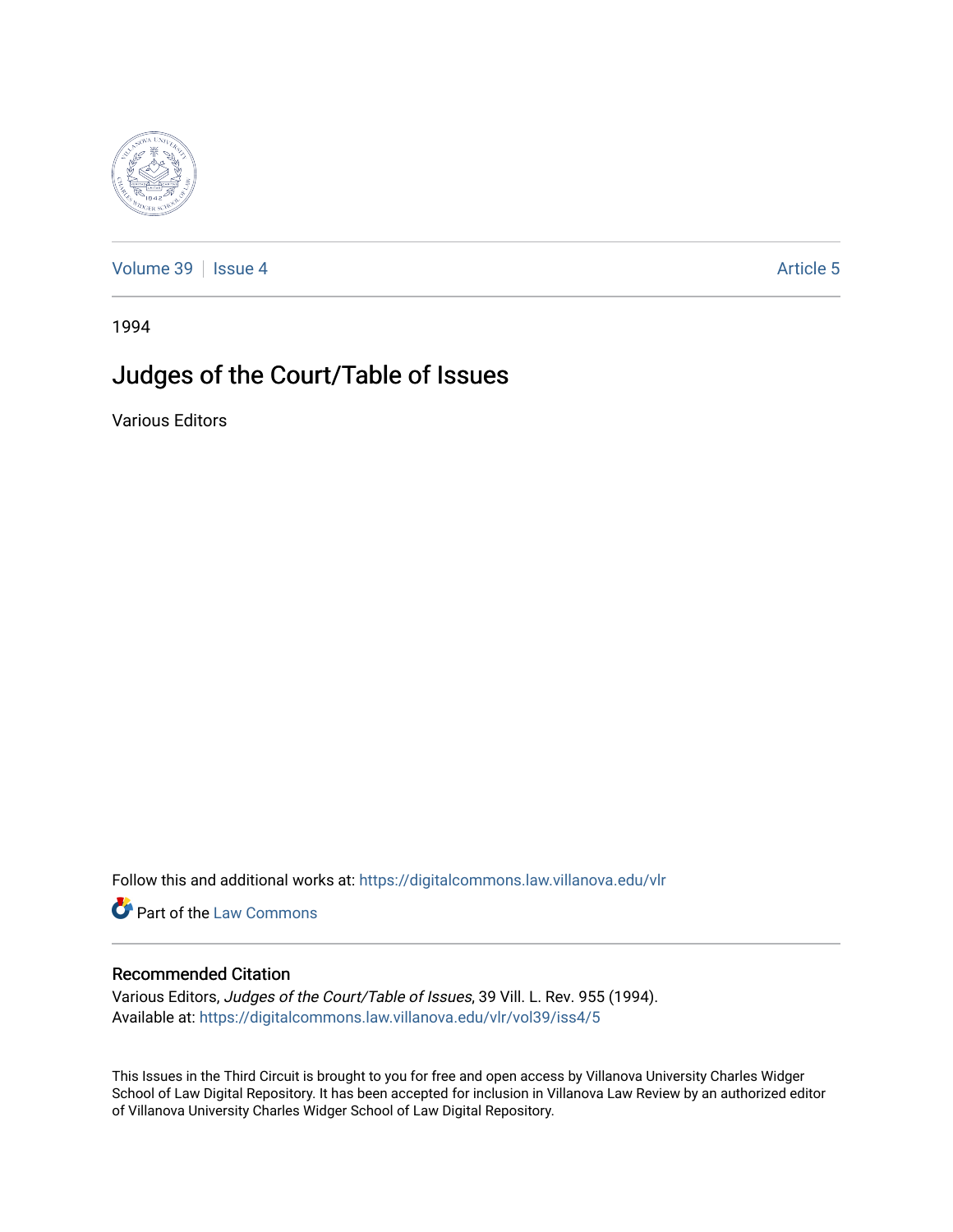Volume 39 | Issue 4 Article 5

1994

# Judges of the Court/Table of Issues

Various Editors

Follow this and additional works at: https://digitalcommons.law.villanova.edu/vlr

Part of the Law Commons

## Recommended Citation

Various Editors, *Judges of the Court/Table of Issues*, 39 Vill. L. Rev. 955 (1994).
Available at: https://digitalcommons.law.villanova.edu/vlr/vol39/iss4/5

This Issues in the Third Circuit is brought to you for free and open access by Villanova University Charles Widger School of Law Digital Repository. It has been accepted for inclusion in Villanova Law Review by an authorized editor of Villanova University Charles Widger School of Law Digital Repository.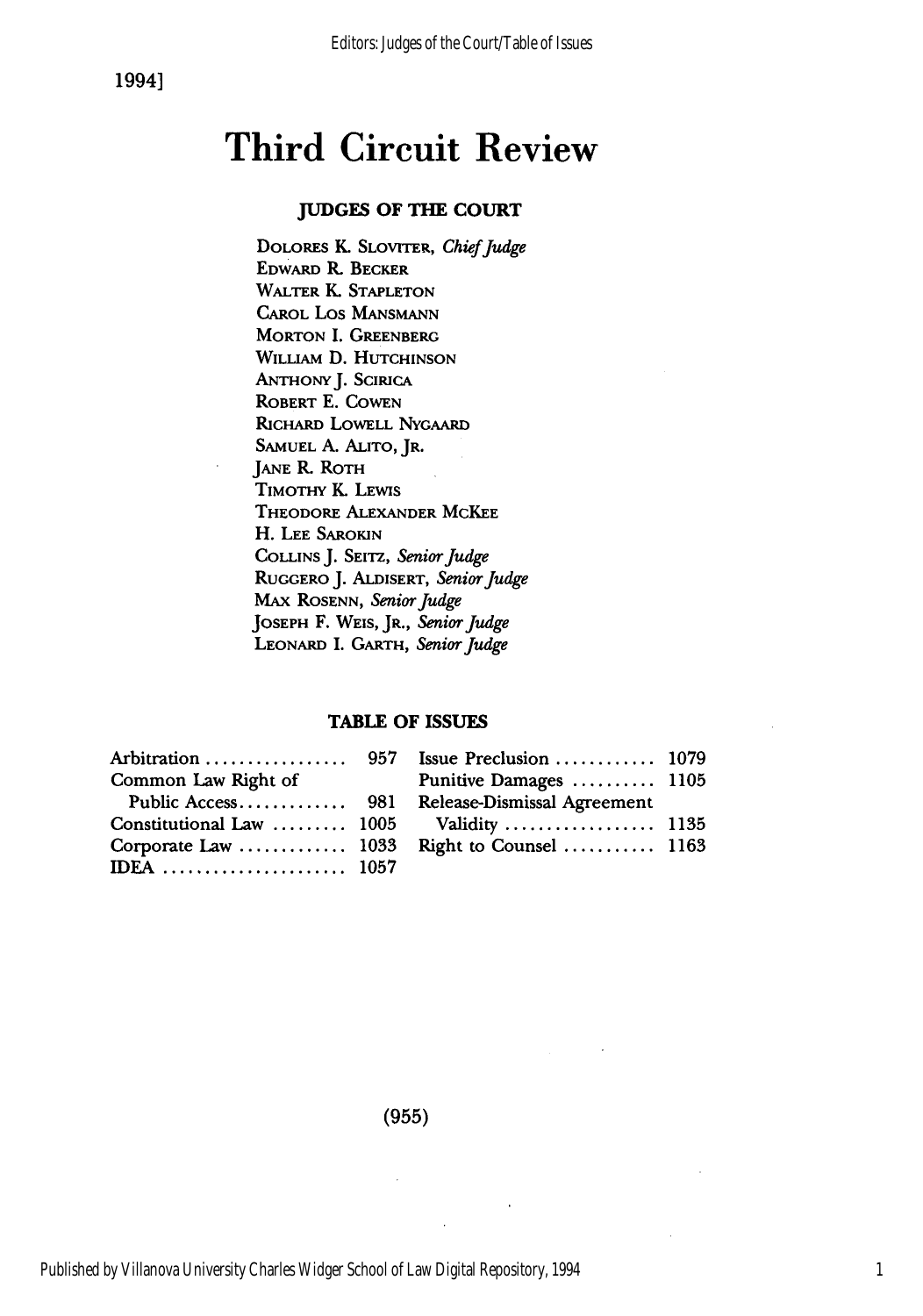# Third Circuit Review

## JUDGES OF THE COURT

DOLORES K. SLOVITER, *Chief Judge*
EDWARD R. BECKER
WALTER K. STAPLETON
CAROL LOS MANSMANN
MORTON I. GREENBERG
WILLIAM D. HUTCHINSON
ANTHONY J. SCIRICA
ROBERT E. COWEN
RICHARD LOWELL NYGAARD
SAMUEL A. ALITO, JR.
JANE R. ROTH
TIMOTHY K. LEWIS
THEODORE ALEXANDER MCKEE
H. LEE SAROKIN
COLLINS J. SEITZ, *Senior Judge*
RUGGERO J. ALDISERT, *Senior Judge*
MAX ROSENN, *Senior Judge*
JOSEPH F. WEIS, JR., *Senior Judge*
LEONARD I. GARTH, *Senior Judge*

## TABLE OF ISSUES

| Issue | Page |
|---|---|
| Arbitration | 957 |
| Common Law Right of Public Access | 981 |
| Constitutional Law | 1005 |
| Corporate Law | 1033 |
| IDEA | 1057 |
| Issue Preclusion | 1079 |
| Punitive Damages | 1105 |
| Release-Dismissal Agreement Validity | 1135 |
| Right to Counsel | 1163 |

(955)